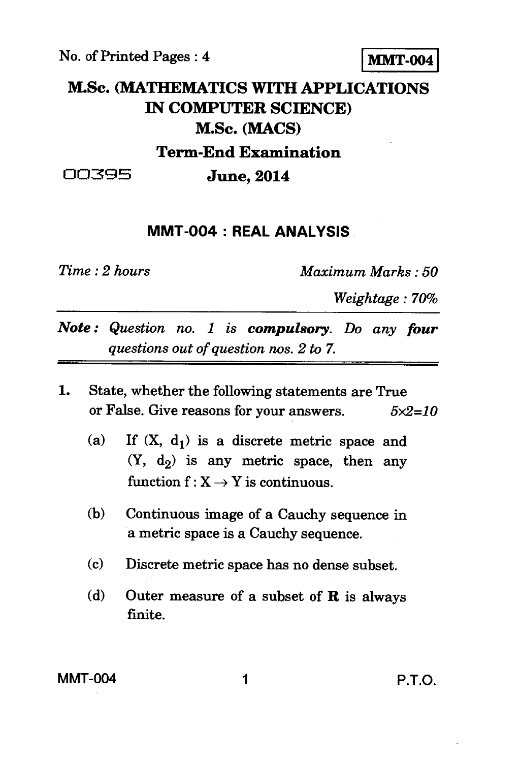No. of Printed Pages : 4

**MMT-004**

# M.Sc. (MATHEMATICS WITH APPLICATIONS IN COMPUTER SCIENCE)

# M.Sc. (MACS)

## Term-End Examination

00395

## June, 2014

## MMT-004 : REAL ANALYSIS

*Time : 2 hours* *Maximum Marks : 50*

*Weightage : 70%*

***Note :*** *Question no. 1 is **compulsory**. Do any **four** questions out of question nos. 2 to 7.*

1. State, whether the following statements are True or False. Give reasons for your answers. *5×2=10*

   (a) If $(X, d_1)$ is a discrete metric space and $(Y, d_2)$ is any metric space, then any function $f : X \to Y$ is continuous.

   (b) Continuous image of a Cauchy sequence in a metric space is a Cauchy sequence.

   (c) Discrete metric space has no dense subset.

   (d) Outer measure of a subset of $\mathbf{R}$ is always finite.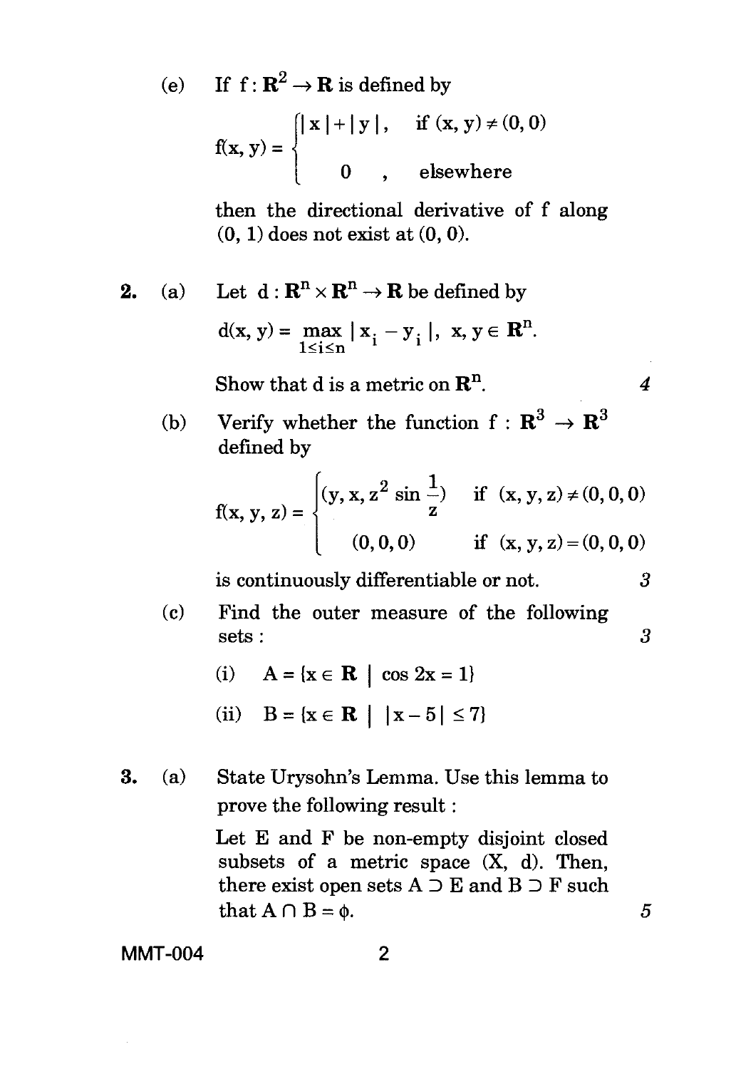(e) If $f : \mathbf{R}^2 \to \mathbf{R}$ is defined by

$$f(x, y) = \begin{cases} |x| + |y|, & \text{if } (x, y) \neq (0, 0) \\ 0, & \text{elsewhere} \end{cases}$$

then the directional derivative of f along (0, 1) does not exist at (0, 0).

**2.** (a) Let $d : \mathbf{R}^n \times \mathbf{R}^n \to \mathbf{R}$ be defined by

$$d(x, y) = \max_{1 \leq i \leq n} |x_i - y_i|, \; x, y \in \mathbf{R}^n.$$

Show that d is a metric on $\mathbf{R}^n$. 4

(b) Verify whether the function $f : \mathbf{R}^3 \to \mathbf{R}^3$ defined by

$$f(x, y, z) = \begin{cases} (y, x, z^2 \sin \frac{1}{z}) & \text{if } (x, y, z) \neq (0, 0, 0) \\ (0, 0, 0) & \text{if } (x, y, z) = (0, 0, 0) \end{cases}$$

is continuously differentiable or not. 3

(c) Find the outer measure of the following sets : 3

(i) $A = \{x \in \mathbf{R} \mid \cos 2x = 1\}$

(ii) $B = \{x \in \mathbf{R} \mid |x - 5| \leq 7\}$

**3.** (a) State Urysohn's Lemma. Use this lemma to prove the following result :

Let E and F be non-empty disjoint closed subsets of a metric space (X, d). Then, there exist open sets $A \supset E$ and $B \supset F$ such that $A \cap B = \phi$. 5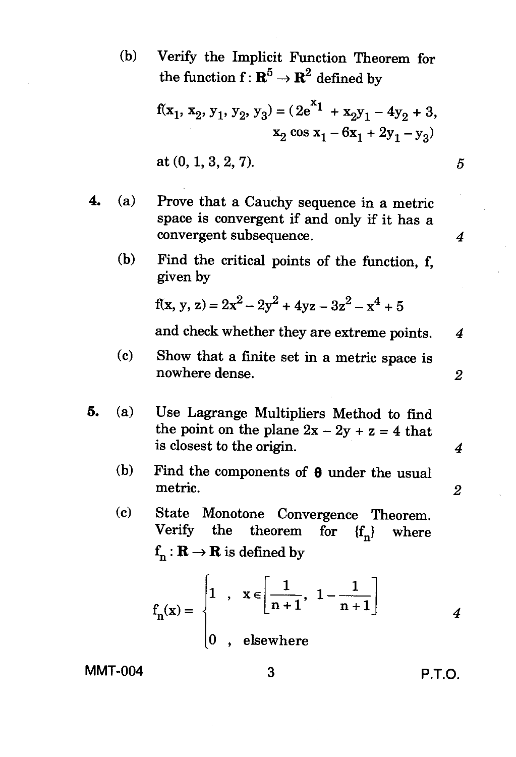(b) Verify the Implicit Function Theorem for the function $f : \mathbf{R}^5 \to \mathbf{R}^2$ defined by

$$f(x_1, x_2, y_1, y_2, y_3) = (2e^{x_1} + x_2 y_1 - 4y_2 + 3, \; x_2 \cos x_1 - 6x_1 + 2y_1 - y_3)$$

at (0, 1, 3, 2, 7). *5*

**4.** (a) Prove that a Cauchy sequence in a metric space is convergent if and only if it has a convergent subsequence. *4*

(b) Find the critical points of the function, f, given by

$$f(x, y, z) = 2x^2 - 2y^2 + 4yz - 3z^2 - x^4 + 5$$

and check whether they are extreme points. *4*

(c) Show that a finite set in a metric space is nowhere dense. *2*

**5.** (a) Use Lagrange Multipliers Method to find the point on the plane $2x - 2y + z = 4$ that is closest to the origin. *4*

(b) Find the components of $\mathbf{0}$ under the usual metric. *2*

(c) State Monotone Convergence Theorem. Verify the theorem for $\{f_n\}$ where $f_n : \mathbf{R} \to \mathbf{R}$ is defined by

$$f_n(x) = \begin{cases} 1 \;, & x \in \left[\dfrac{1}{n+1}, \; 1 - \dfrac{1}{n+1}\right] \\ 0 \;, & \text{elsewhere} \end{cases}$$

*4*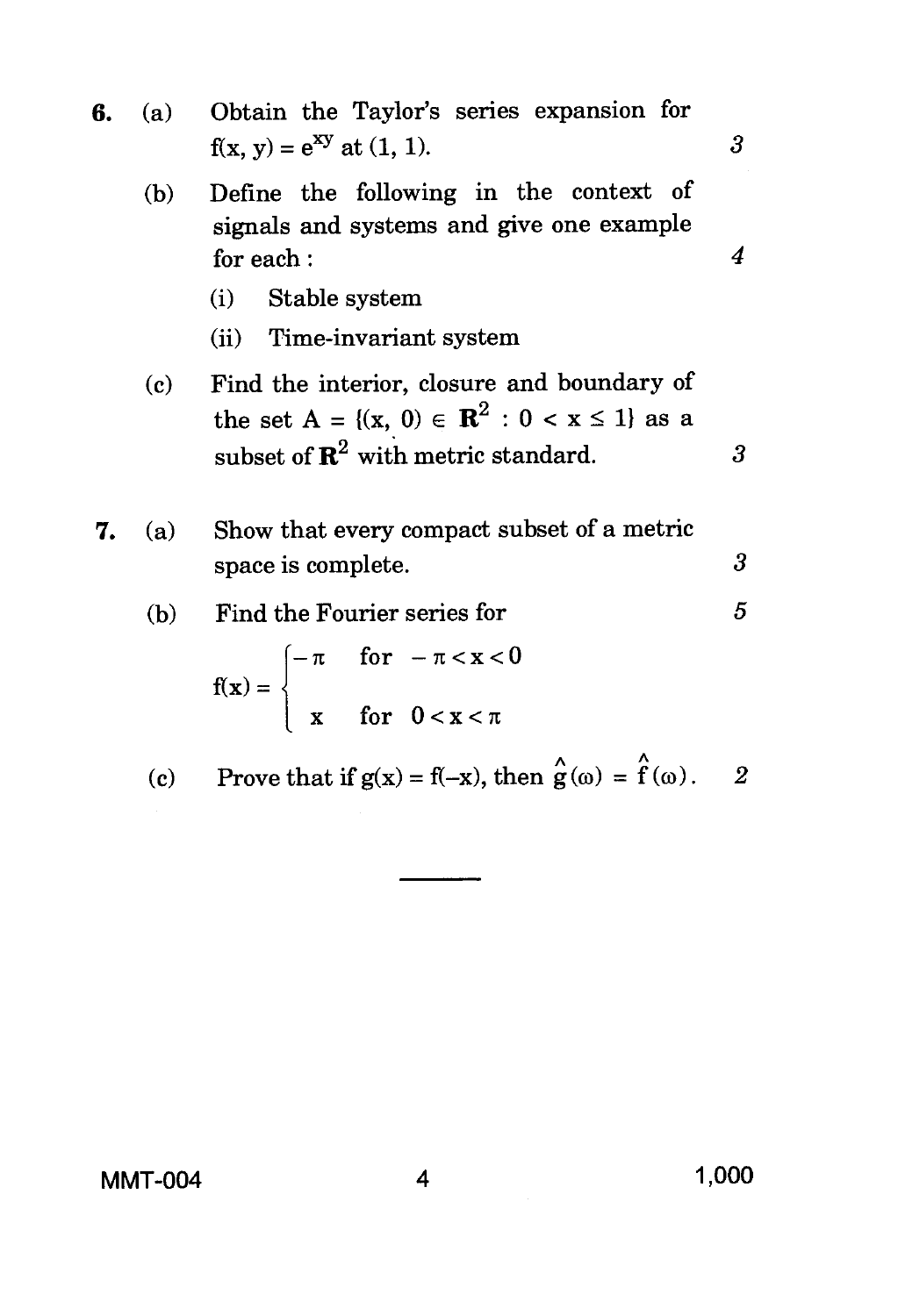6. (a) Obtain the Taylor's series expansion for $f(x, y) = e^{xy}$ at $(1, 1)$. 3

   (b) Define the following in the context of signals and systems and give one example for each : 4

   (i) Stable system

   (ii) Time-invariant system

   (c) Find the interior, closure and boundary of the set $A = \{(x, 0) \in \mathbf{R}^2 : 0 < x \leq 1\}$ as a subset of $\mathbf{R}^2$ with metric standard. 3

7. (a) Show that every compact subset of a metric space is complete. 3

   (b) Find the Fourier series for 5

$$f(x) = \begin{cases} -\pi & \text{for } -\pi < x < 0 \\ x & \text{for } 0 < x < \pi \end{cases}$$

   (c) Prove that if $g(x) = f(-x)$, then $\hat{g}(\omega) = \hat{f}(\omega)$. 2